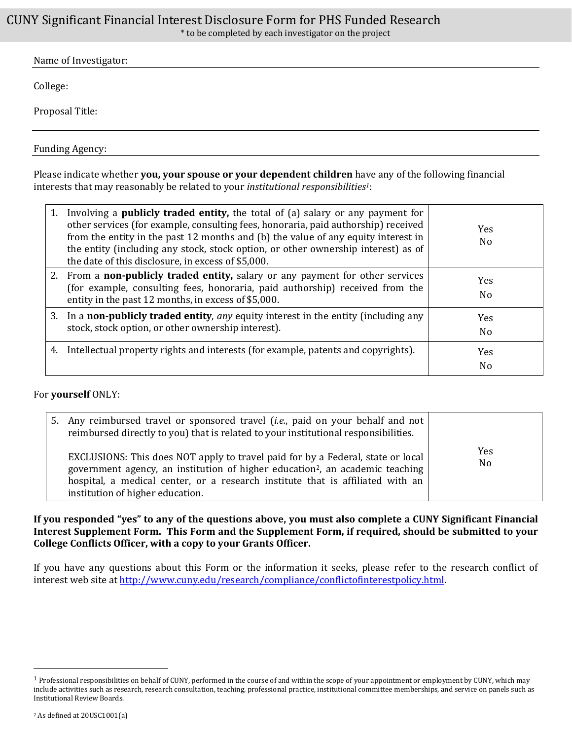# CUNY Significant Financial Interest Disclosure Form for PHS Funded Research

\* to be completed by each investigator on the project

Name of Investigator: ______________________________

College: ______________________________

Proposal Title: ______________________________

Funding Agency: ______________________________

Please indicate whether **you, your spouse or your dependent children** have any of the following financial interests that may reasonably be related to your *institutional responsibilities*[1]:

| | |
|---|---|
| 1. Involving a **publicly traded entity,** the total of (a) salary or any payment for other services (for example, consulting fees, honoraria, paid authorship) received from the entity in the past 12 months and (b) the value of any equity interest in the entity (including any stock, stock option, or other ownership interest) as of the date of this disclosure, in excess of $5,000. | Yes<br>No |
| 2. From a **non-publicly traded entity,** salary or any payment for other services (for example, consulting fees, honoraria, paid authorship) received from the entity in the past 12 months, in excess of $5,000. | Yes<br>No |
| 3. In a **non-publicly traded entity**, *any* equity interest in the entity (including any stock, stock option, or other ownership interest). | Yes<br>No |
| 4. Intellectual property rights and interests (for example, patents and copyrights). | Yes<br>No |

For **yourself** ONLY:

| | |
|---|---|
| 5. Any reimbursed travel or sponsored travel (*i.e.*, paid on your behalf and not reimbursed directly to you) that is related to your institutional responsibilities.<br><br>EXCLUSIONS: This does NOT apply to travel paid for by a Federal, state or local government agency, an institution of higher education[2], an academic teaching hospital, a medical center, or a research institute that is affiliated with an institution of higher education. | Yes<br>No |

**If you responded "yes" to any of the questions above, you must also complete a CUNY Significant Financial Interest Supplement Form. This Form and the Supplement Form, if required, should be submitted to your College Conflicts Officer, with a copy to your Grants Officer.**

If you have any questions about this Form or the information it seeks, please refer to the research conflict of interest web site at http://www.cuny.edu/research/compliance/conflictofinterestpolicy.html.

---

[1] Professional responsibilities on behalf of CUNY, performed in the course of and within the scope of your appointment or employment by CUNY, which may include activities such as research, research consultation, teaching, professional practice, institutional committee memberships, and service on panels such as Institutional Review Boards.

[2] As defined at 20USC1001(a)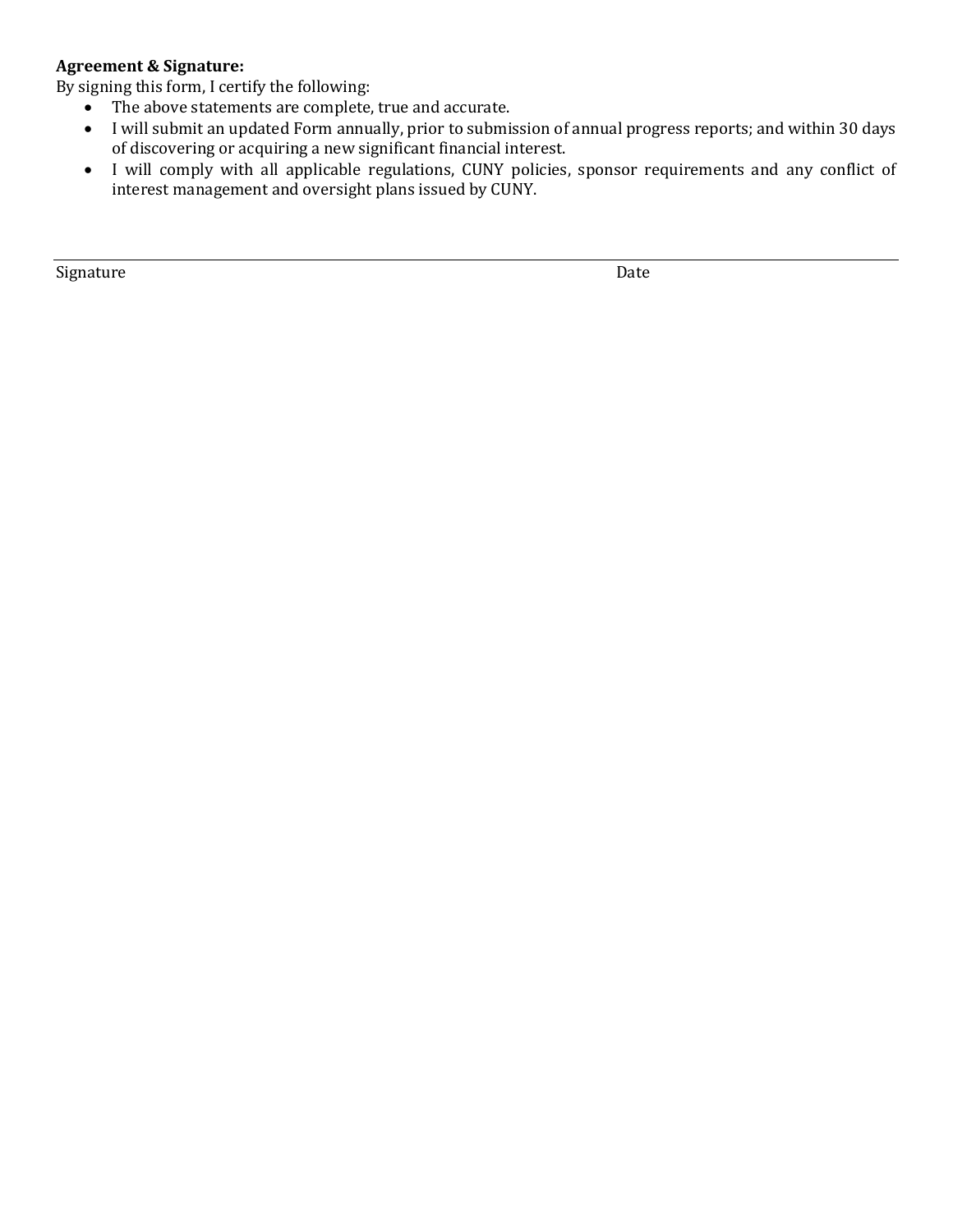**Agreement & Signature:**

By signing this form, I certify the following:

- The above statements are complete, true and accurate.
- I will submit an updated Form annually, prior to submission of annual progress reports; and within 30 days of discovering or acquiring a new significant financial interest.
- I will comply with all applicable regulations, CUNY policies, sponsor requirements and any conflict of interest management and oversight plans issued by CUNY.

Signature                                                                                                    Date